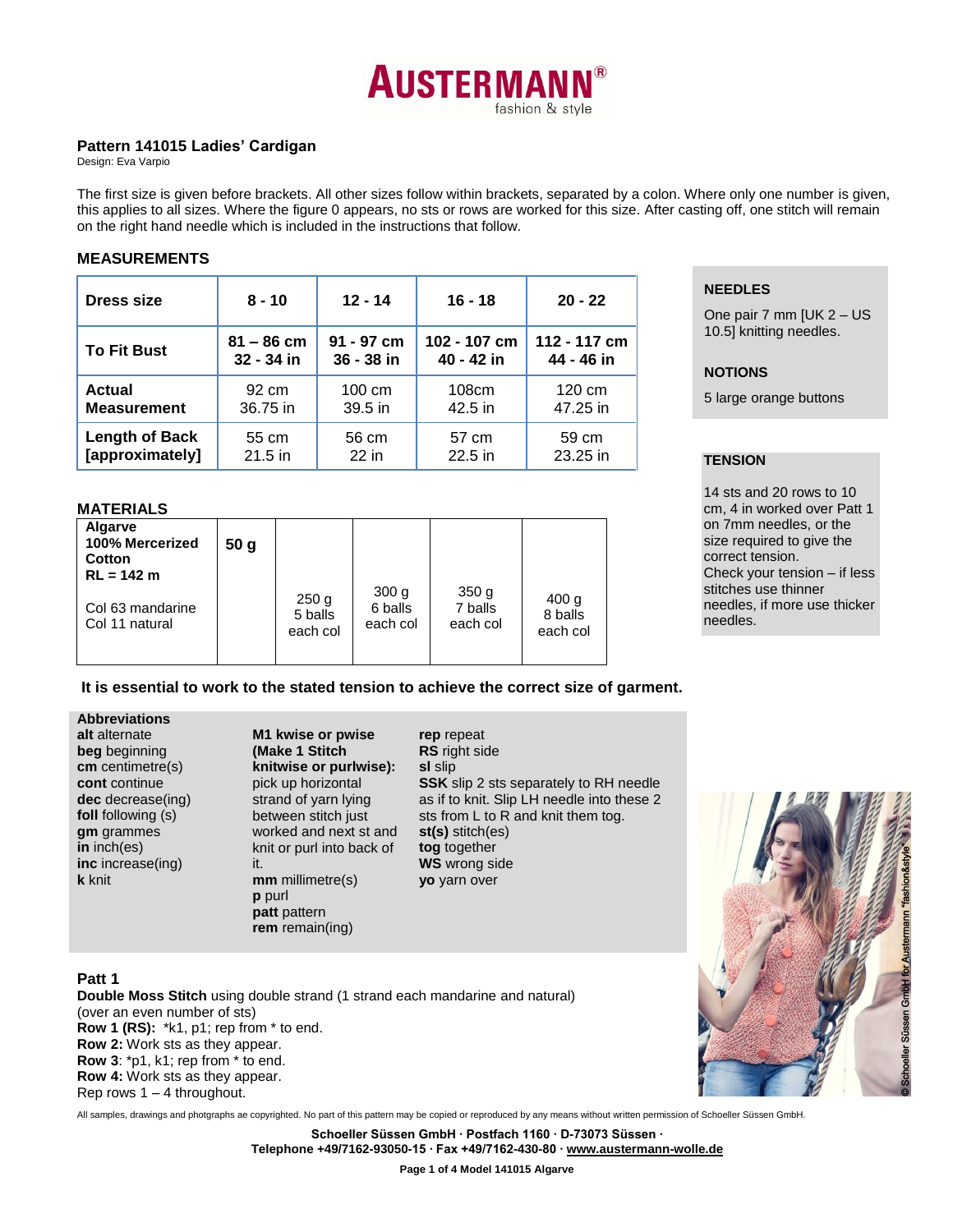AUSTERMANN® fashion & style

## Pattern 141015 Ladies' Cardigan

Design: Eva Varpio

The first size is given before brackets. All other sizes follow within brackets, separated by a colon. Where only one number is given, this applies to all sizes. Where the figure 0 appears, no sts or rows are worked for this size. After casting off, one stitch will remain on the right hand needle which is included in the instructions that follow.

### MEASUREMENTS

| Dress size | 8 - 10 | 12 - 14 | 16 - 18 | 20 - 22 |
|---|---|---|---|---|
| To Fit Bust | 81 – 86 cm 32 - 34 in | 91 - 97 cm 36 - 38 in | 102 - 107 cm 40 - 42 in | 112 - 117 cm 44 - 46 in |
| Actual Measurement | 92 cm 36.75 in | 100 cm 39.5 in | 108cm 42.5 in | 120 cm 47.25 in |
| Length of Back [approximately] | 55 cm 21.5 in | 56 cm 22 in | 57 cm 22.5 in | 59 cm 23.25 in |

### NEEDLES

One pair 7 mm [UK 2 – US 10.5] knitting needles.

### NOTIONS

5 large orange buttons

### MATERIALS

| Algarve 100% Mercerized Cotton RL = 142 m<br><br>Col 63 mandarine<br>Col 11 natural | 50 g | 250 g 5 balls each col | 300 g 6 balls each col | 350 g 7 balls each col | 400 g 8 balls each col |
|---|---|---|---|---|---|

### TENSION

14 sts and 20 rows to 10 cm, 4 in worked over Patt 1 on 7mm needles, or the size required to give the correct tension.
Check your tension – if less stitches use thinner needles, if more use thicker needles.

**It is essential to work to the stated tension to achieve the correct size of garment.**

### Abbreviations

**alt** alternate
**beg** beginning
**cm** centimetre(s)
**cont** continue
**dec** decrease(ing)
**foll** following (s)
**gm** grammes
**in** inch(es)
**inc** increase(ing)
**k** knit
**M1 kwise or pwise (Make 1 Stitch knitwise or purlwise):** pick up horizontal strand of yarn lying between stitch just worked and next st and knit or purl into back of it.
**mm** millimetre(s)
**p** purl
**patt** pattern
**rem** remain(ing)
**rep** repeat
**RS** right side
**sl** slip
**SSK** slip 2 sts separately to RH needle as if to knit. Slip LH needle into these 2 sts from L to R and knit them tog.
**st(s)** stitch(es)
**tog** together
**WS** wrong side
**yo** yarn over

### Patt 1

**Double Moss Stitch** using double strand (1 strand each mandarine and natural)
(over an even number of sts)
**Row 1 (RS):** *k1, p1; rep from * to end.
**Row 2:** Work sts as they appear.
**Row 3**: *p1, k1; rep from * to end.
**Row 4:** Work sts as they appear.
Rep rows 1 – 4 throughout.

© Schoeller Süssen GmbH for Austermann "fashion&style"

All samples, drawings and photgraphs ae copyrighted. No part of this pattern may be copied or reproduced by any means without written permission of Schoeller Süssen GmbH.

**Schoeller Süssen GmbH · Postfach 1160 · D-73073 Süssen ·**
**Telephone +49/7162-93050-15 · Fax +49/7162-430-80 · www.austermann-wolle.de**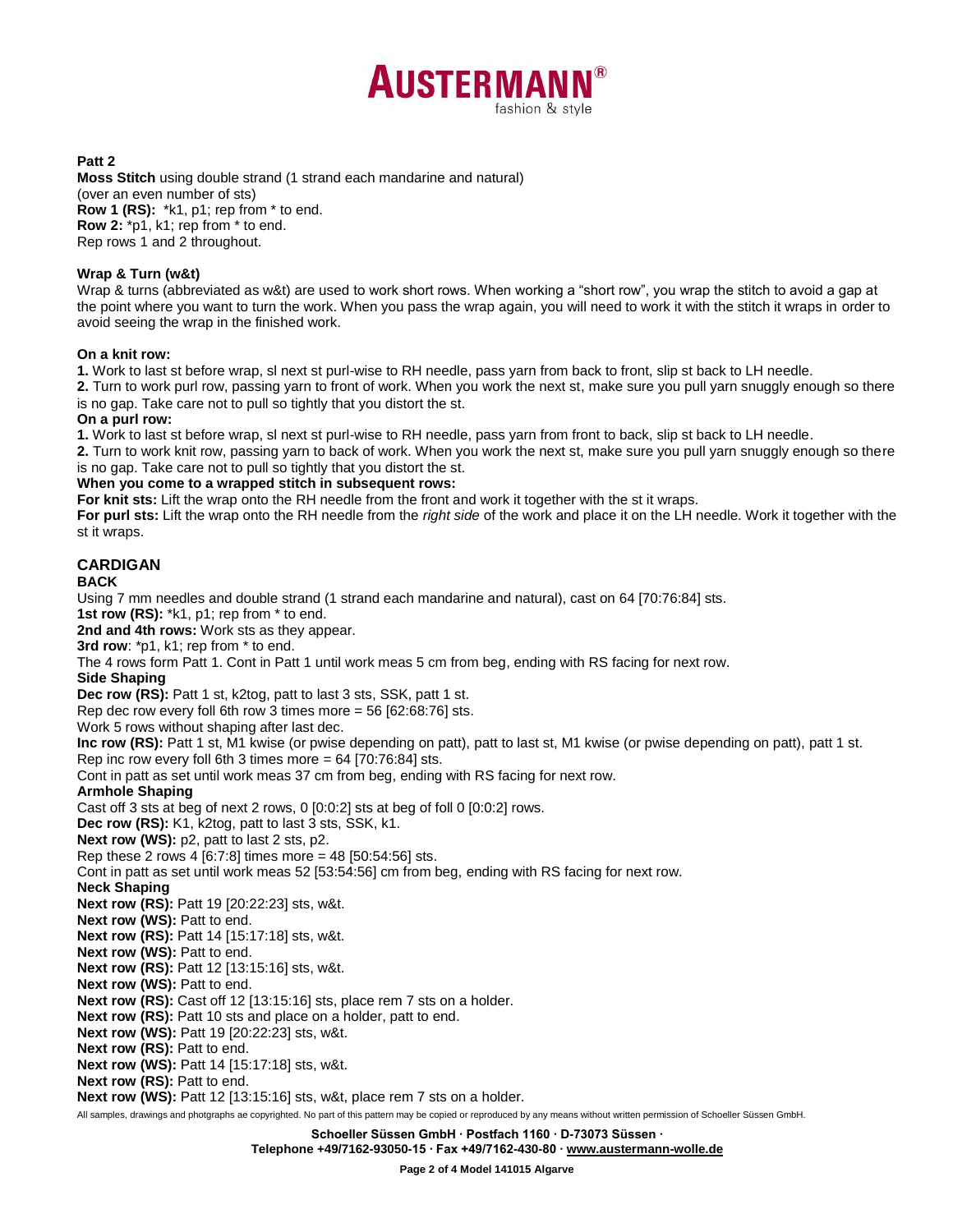**Patt 2**

**Moss Stitch** using double strand (1 strand each mandarine and natural)
(over an even number of sts)
**Row 1 (RS):** *k1, p1; rep from * to end.
**Row 2:** *p1, k1; rep from * to end.
Rep rows 1 and 2 throughout.

**Wrap & Turn (w&t)**

Wrap & turns (abbreviated as w&t) are used to work short rows. When working a "short row", you wrap the stitch to avoid a gap at the point where you want to turn the work. When you pass the wrap again, you will need to work it with the stitch it wraps in order to avoid seeing the wrap in the finished work.

**On a knit row:**
**1.** Work to last st before wrap, sl next st purl-wise to RH needle, pass yarn from back to front, slip st back to LH needle.
**2.** Turn to work purl row, passing yarn to front of work. When you work the next st, make sure you pull yarn snuggly enough so there is no gap. Take care not to pull so tightly that you distort the st.
**On a purl row:**
**1.** Work to last st before wrap, sl next st purl-wise to RH needle, pass yarn from front to back, slip st back to LH needle.
**2.** Turn to work knit row, passing yarn to back of work. When you work the next st, make sure you pull yarn snuggly enough so there is no gap. Take care not to pull so tightly that you distort the st.
**When you come to a wrapped stitch in subsequent rows:**
**For knit sts:** Lift the wrap onto the RH needle from the front and work it together with the st it wraps.
**For purl sts:** Lift the wrap onto the RH needle from the *right side* of the work and place it on the LH needle. Work it together with the st it wraps.

## CARDIGAN

### BACK

Using 7 mm needles and double strand (1 strand each mandarine and natural), cast on 64 [70:76:84] sts.
**1st row (RS):** *k1, p1; rep from * to end.
**2nd and 4th rows:** Work sts as they appear.
**3rd row**: *p1, k1; rep from * to end.
The 4 rows form Patt 1. Cont in Patt 1 until work meas 5 cm from beg, ending with RS facing for next row.

**Side Shaping**
**Dec row (RS):** Patt 1 st, k2tog, patt to last 3 sts, SSK, patt 1 st.
Rep dec row every foll 6th row 3 times more = 56 [62:68:76] sts.
Work 5 rows without shaping after last dec.
**Inc row (RS):** Patt 1 st, M1 kwise (or pwise depending on patt), patt to last st, M1 kwise (or pwise depending on patt), patt 1 st.
Rep inc row every foll 6th 3 times more = 64 [70:76:84] sts.
Cont in patt as set until work meas 37 cm from beg, ending with RS facing for next row.

**Armhole Shaping**
Cast off 3 sts at beg of next 2 rows, 0 [0:0:2] sts at beg of foll 0 [0:0:2] rows.
**Dec row (RS):** K1, k2tog, patt to last 3 sts, SSK, k1.
**Next row (WS):** p2, patt to last 2 sts, p2.
Rep these 2 rows 4 [6:7:8] times more = 48 [50:54:56] sts.
Cont in patt as set until work meas 52 [53:54:56] cm from beg, ending with RS facing for next row.

**Neck Shaping**
**Next row (RS):** Patt 19 [20:22:23] sts, w&t.
**Next row (WS):** Patt to end.
**Next row (RS):** Patt 14 [15:17:18] sts, w&t.
**Next row (WS):** Patt to end.
**Next row (RS):** Patt 12 [13:15:16] sts, w&t.
**Next row (WS):** Patt to end.
**Next row (RS):** Cast off 12 [13:15:16] sts, place rem 7 sts on a holder.
**Next row (RS):** Patt 10 sts and place on a holder, patt to end.
**Next row (WS):** Patt 19 [20:22:23] sts, w&t.
**Next row (RS):** Patt to end.
**Next row (WS):** Patt 14 [15:17:18] sts, w&t.
**Next row (RS):** Patt to end.
**Next row (WS):** Patt 12 [13:15:16] sts, w&t, place rem 7 sts on a holder.

All samples, drawings and photgraphs ae copyrighted. No part of this pattern may be copied or reproduced by any means without written permission of Schoeller Süssen GmbH.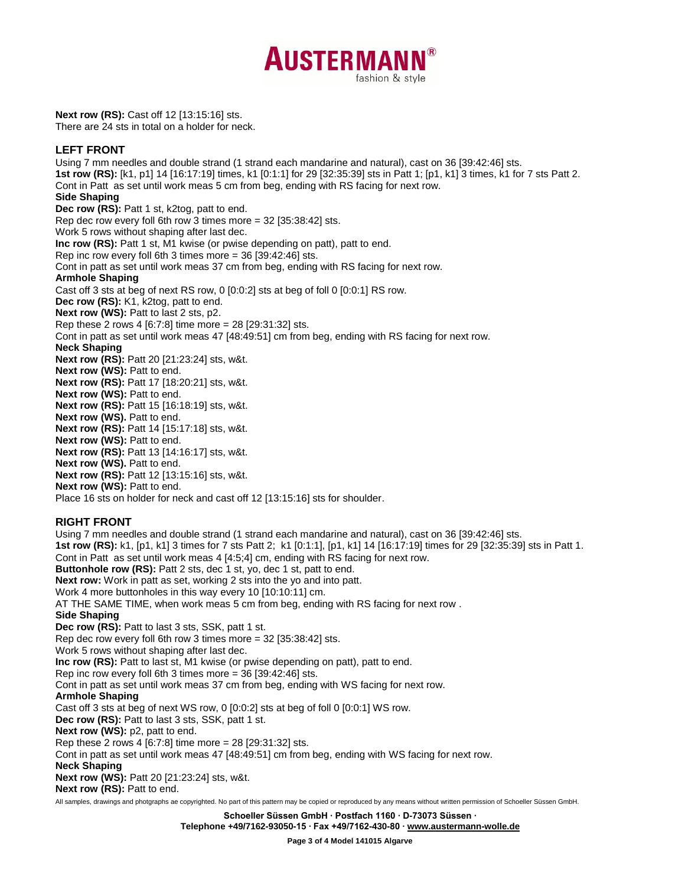**Next row (RS):** Cast off 12 [13:15:16] sts.
There are 24 sts in total on a holder for neck.

## LEFT FRONT

Using 7 mm needles and double strand (1 strand each mandarine and natural), cast on 36 [39:42:46] sts.
**1st row (RS):** [k1, p1] 14 [16:17:19] times, k1 [0:1:1] for 29 [32:35:39] sts in Patt 1; [p1, k1] 3 times, k1 for 7 sts Patt 2.
Cont in Patt as set until work meas 5 cm from beg, ending with RS facing for next row.
**Side Shaping**
**Dec row (RS):** Patt 1 st, k2tog, patt to end.
Rep dec row every foll 6th row 3 times more = 32 [35:38:42] sts.
Work 5 rows without shaping after last dec.
**Inc row (RS):** Patt 1 st, M1 kwise (or pwise depending on patt), patt to end.
Rep inc row every foll 6th 3 times more = 36 [39:42:46] sts.
Cont in patt as set until work meas 37 cm from beg, ending with RS facing for next row.
**Armhole Shaping**
Cast off 3 sts at beg of next RS row, 0 [0:0:2] sts at beg of foll 0 [0:0:1] RS row.
**Dec row (RS):** K1, k2tog, patt to end.
**Next row (WS):** Patt to last 2 sts, p2.
Rep these 2 rows 4 [6:7:8] time more = 28 [29:31:32] sts.
Cont in patt as set until work meas 47 [48:49:51] cm from beg, ending with RS facing for next row.
**Neck Shaping**
**Next row (RS):** Patt 20 [21:23:24] sts, w&t.
**Next row (WS):** Patt to end.
**Next row (RS):** Patt 17 [18:20:21] sts, w&t.
**Next row (WS):** Patt to end.
**Next row (RS):** Patt 15 [16:18:19] sts, w&t.
**Next row (WS).** Patt to end.
**Next row (RS):** Patt 14 [15:17:18] sts, w&t.
**Next row (WS):** Patt to end.
**Next row (RS):** Patt 13 [14:16:17] sts, w&t.
**Next row (WS).** Patt to end.
**Next row (RS):** Patt 12 [13:15:16] sts, w&t.
**Next row (WS):** Patt to end.
Place 16 sts on holder for neck and cast off 12 [13:15:16] sts for shoulder.

## RIGHT FRONT

Using 7 mm needles and double strand (1 strand each mandarine and natural), cast on 36 [39:42:46] sts.
**1st row (RS):** k1, [p1, k1] 3 times for 7 sts Patt 2; k1 [0:1:1], [p1, k1] 14 [16:17:19] times for 29 [32:35:39] sts in Patt 1.
Cont in Patt as set until work meas 4 [4:5;4] cm, ending with RS facing for next row.
**Buttonhole row (RS):** Patt 2 sts, dec 1 st, yo, dec 1 st, patt to end.
**Next row:** Work in patt as set, working 2 sts into the yo and into patt.
Work 4 more buttonholes in this way every 10 [10:10:11] cm.
AT THE SAME TIME, when work meas 5 cm from beg, ending with RS facing for next row .
**Side Shaping**
**Dec row (RS):** Patt to last 3 sts, SSK, patt 1 st.
Rep dec row every foll 6th row 3 times more = 32 [35:38:42] sts.
Work 5 rows without shaping after last dec.
**Inc row (RS):** Patt to last st, M1 kwise (or pwise depending on patt), patt to end.
Rep inc row every foll 6th 3 times more = 36 [39:42:46] sts.
Cont in patt as set until work meas 37 cm from beg, ending with WS facing for next row.
**Armhole Shaping**
Cast off 3 sts at beg of next WS row, 0 [0:0:2] sts at beg of foll 0 [0:0:1] WS row.
**Dec row (RS):** Patt to last 3 sts, SSK, patt 1 st.
**Next row (WS):** p2, patt to end.
Rep these 2 rows 4 [6:7:8] time more = 28 [29:31:32] sts.
Cont in patt as set until work meas 47 [48:49:51] cm from beg, ending with WS facing for next row.
**Neck Shaping**
**Next row (WS):** Patt 20 [21:23:24] sts, w&t.
**Next row (RS):** Patt to end.

All samples, drawings and photgraphs ae copyrighted. No part of this pattern may be copied or reproduced by any means without written permission of Schoeller Süssen GmbH.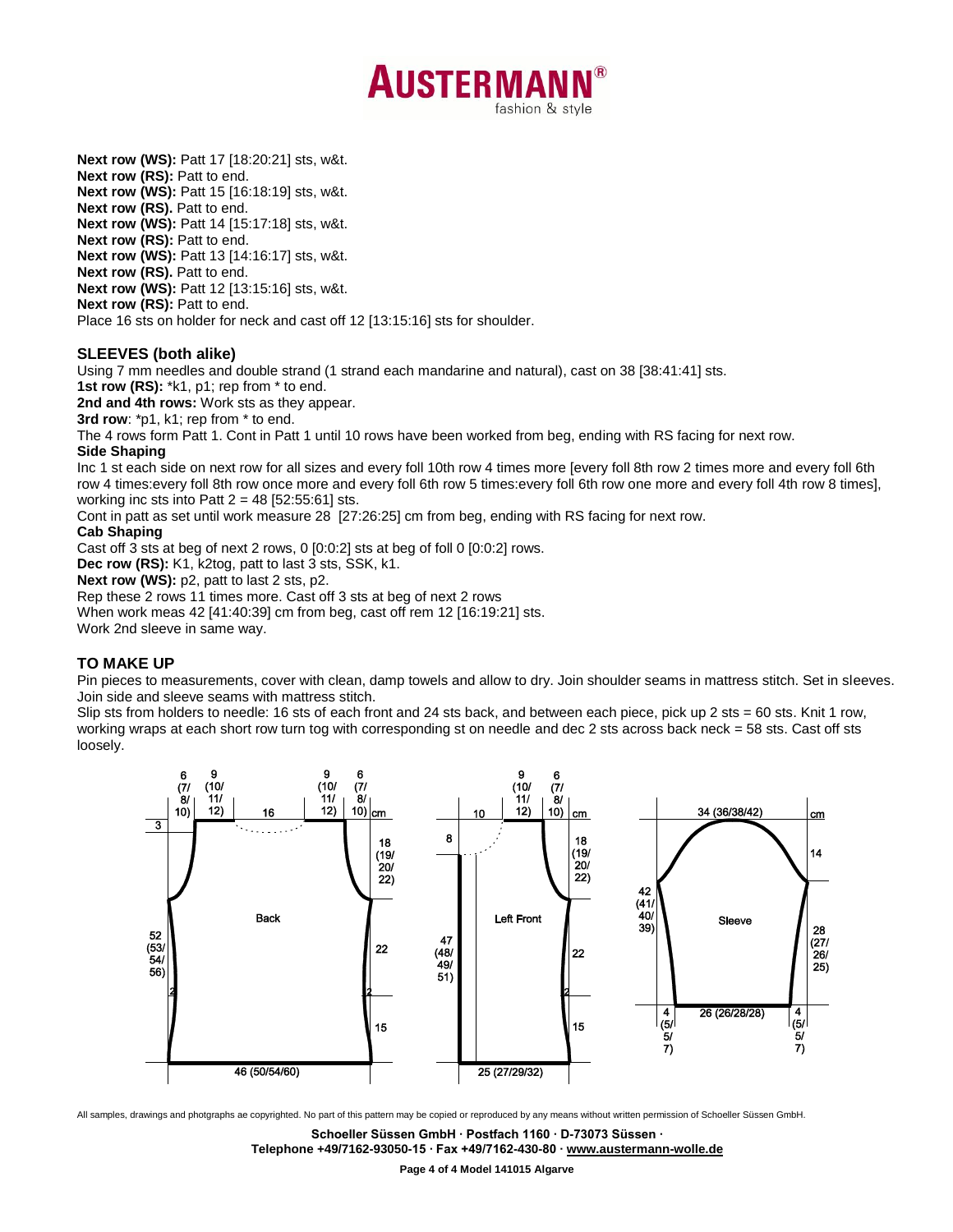**Next row (WS):** Patt 17 [18:20:21] sts, w&t.
**Next row (RS):** Patt to end.
**Next row (WS):** Patt 15 [16:18:19] sts, w&t.
**Next row (RS).** Patt to end.
**Next row (WS):** Patt 14 [15:17:18] sts, w&t.
**Next row (RS):** Patt to end.
**Next row (WS):** Patt 13 [14:16:17] sts, w&t.
**Next row (RS).** Patt to end.
**Next row (WS):** Patt 12 [13:15:16] sts, w&t.
**Next row (RS):** Patt to end.
Place 16 sts on holder for neck and cast off 12 [13:15:16] sts for shoulder.

### SLEEVES (both alike)

Using 7 mm needles and double strand (1 strand each mandarine and natural), cast on 38 [38:41:41] sts.
**1st row (RS):** *k1, p1; rep from * to end.
**2nd and 4th rows:** Work sts as they appear.
**3rd row**: *p1, k1; rep from * to end.
The 4 rows form Patt 1. Cont in Patt 1 until 10 rows have been worked from beg, ending with RS facing for next row.

**Side Shaping**

Inc 1 st each side on next row for all sizes and every foll 10th row 4 times more [every foll 8th row 2 times more and every foll 6th row 4 times:every foll 8th row once more and every foll 6th row 5 times:every foll 6th row one more and every foll 4th row 8 times], working inc sts into Patt 2 = 48 [52:55:61] sts.
Cont in patt as set until work measure 28 [27:26:25] cm from beg, ending with RS facing for next row.

**Cab Shaping**

Cast off 3 sts at beg of next 2 rows, 0 [0:0:2] sts at beg of foll 0 [0:0:2] rows.
**Dec row (RS):** K1, k2tog, patt to last 3 sts, SSK, k1.
**Next row (WS):** p2, patt to last 2 sts, p2.
Rep these 2 rows 11 times more. Cast off 3 sts at beg of next 2 rows
When work meas 42 [41:40:39] cm from beg, cast off rem 12 [16:19:21] sts.
Work 2nd sleeve in same way.

### TO MAKE UP

Pin pieces to measurements, cover with clean, damp towels and allow to dry. Join shoulder seams in mattress stitch. Set in sleeves. Join side and sleeve seams with mattress stitch.
Slip sts from holders to needle: 16 sts of each front and 24 sts back, and between each piece, pick up 2 sts = 60 sts. Knit 1 row, working wraps at each short row turn tog with corresponding st on needle and dec 2 sts across back neck = 58 sts. Cast off sts loosely.

6 (7/ 8/ 10)
9 (10/ 11/ 12)
16
9 (10/ 11/ 12)
6 (7/ 8/ 10)
cm
3
18 (19/ 20/ 22)
Back
52 (53/ 54/ 56)
22
2
2
15
46 (50/54/60)

9 (10/ 11/ 12)
6 (7/ 8/ 10)
10
cm
8
18 (19/ 20/ 22)
Left Front
47 (48/ 49/ 51)
22
2
15
25 (27/29/32)

34 (36/38/42)
cm
14
42 (41/ 40/ 39)
Sleeve
28 (27/ 26/ 25)
4 (5/ 5/ 7)
26 (26/28/28)
4 (5/ 5/ 7)

All samples, drawings and photgraphs ae copyrighted. No part of this pattern may be copied or reproduced by any means without written permission of Schoeller Süssen GmbH.

**Schoeller Süssen GmbH · Postfach 1160 · D-73073 Süssen ·**
**Telephone +49/7162-93050-15 · Fax +49/7162-430-80 · www.austermann-wolle.de**

**Model 141015 Algarve**